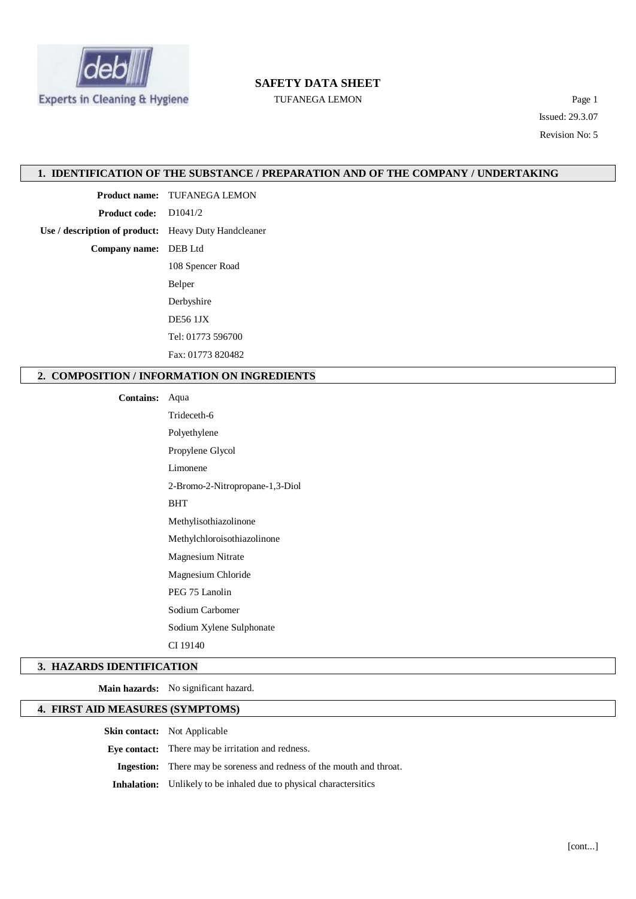# SAFETY DATA SHEET

TUFANEGA LEMON

Issued: 29.3.07

Revision No: 5

## 1. IDENTIFICATION OF THE SUBSTANCE / PREPARATION AND OF THE COMPANY / UNDERTAKING

**Product name:** TUFANEGA LEMON

**Product code:** D1041/2

**Use / description of product:** Heavy Duty Handcleaner

**Company name:** DEB Ltd

108 Spencer Road

Belper

Derbyshire

DE56 1JX

Tel: 01773 596700

Fax: 01773 820482

## 2. COMPOSITION / INFORMATION ON INGREDIENTS

**Contains:** Aqua

Trideceth-6

Polyethylene

Propylene Glycol

Limonene

2-Bromo-2-Nitropropane-1,3-Diol

BHT

Methylisothiazolinone

Methylchloroisothiazolinone

Magnesium Nitrate

Magnesium Chloride

PEG 75 Lanolin

Sodium Carbomer

Sodium Xylene Sulphonate

CI 19140

## 3. HAZARDS IDENTIFICATION

**Main hazards:** No significant hazard.

## 4. FIRST AID MEASURES (SYMPTOMS)

**Skin contact:** Not Applicable

**Eye contact:** There may be irritation and redness.

**Ingestion:** There may be soreness and redness of the mouth and throat.

**Inhalation:** Unlikely to be inhaled due to physical charactersitics

[cont...]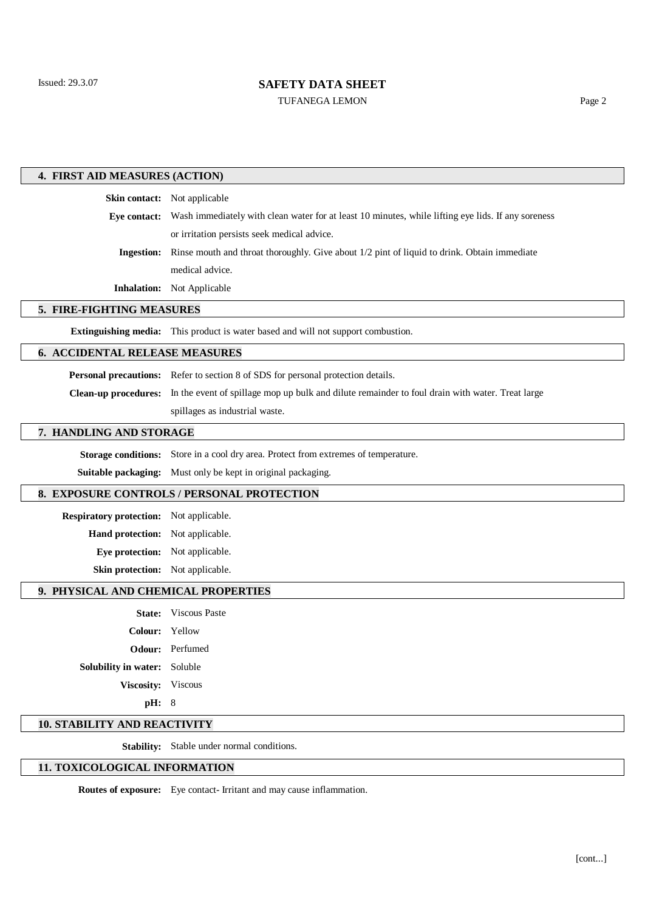## 4. FIRST AID MEASURES (ACTION)

**Skin contact:** Not applicable

**Eye contact:** Wash immediately with clean water for at least 10 minutes, while lifting eye lids. If any soreness or irritation persists seek medical advice.

**Ingestion:** Rinse mouth and throat thoroughly. Give about 1/2 pint of liquid to drink. Obtain immediate medical advice.

**Inhalation:** Not Applicable

## 5. FIRE-FIGHTING MEASURES

**Extinguishing media:** This product is water based and will not support combustion.

## 6. ACCIDENTAL RELEASE MEASURES

**Personal precautions:** Refer to section 8 of SDS for personal protection details.

**Clean-up procedures:** In the event of spillage mop up bulk and dilute remainder to foul drain with water. Treat large spillages as industrial waste.

## 7. HANDLING AND STORAGE

**Storage conditions:** Store in a cool dry area. Protect from extremes of temperature.

**Suitable packaging:** Must only be kept in original packaging.

## 8. EXPOSURE CONTROLS / PERSONAL PROTECTION

**Respiratory protection:** Not applicable.

**Hand protection:** Not applicable.

**Eye protection:** Not applicable.

**Skin protection:** Not applicable.

## 9. PHYSICAL AND CHEMICAL PROPERTIES

**State:** Viscous Paste

**Colour:** Yellow

**Odour:** Perfumed

**Solubility in water:** Soluble

**Viscosity:** Viscous

**pH:** 8

## 10. STABILITY AND REACTIVITY

**Stability:** Stable under normal conditions.

## 11. TOXICOLOGICAL INFORMATION

**Routes of exposure:** Eye contact- Irritant and may cause inflammation.

[cont...]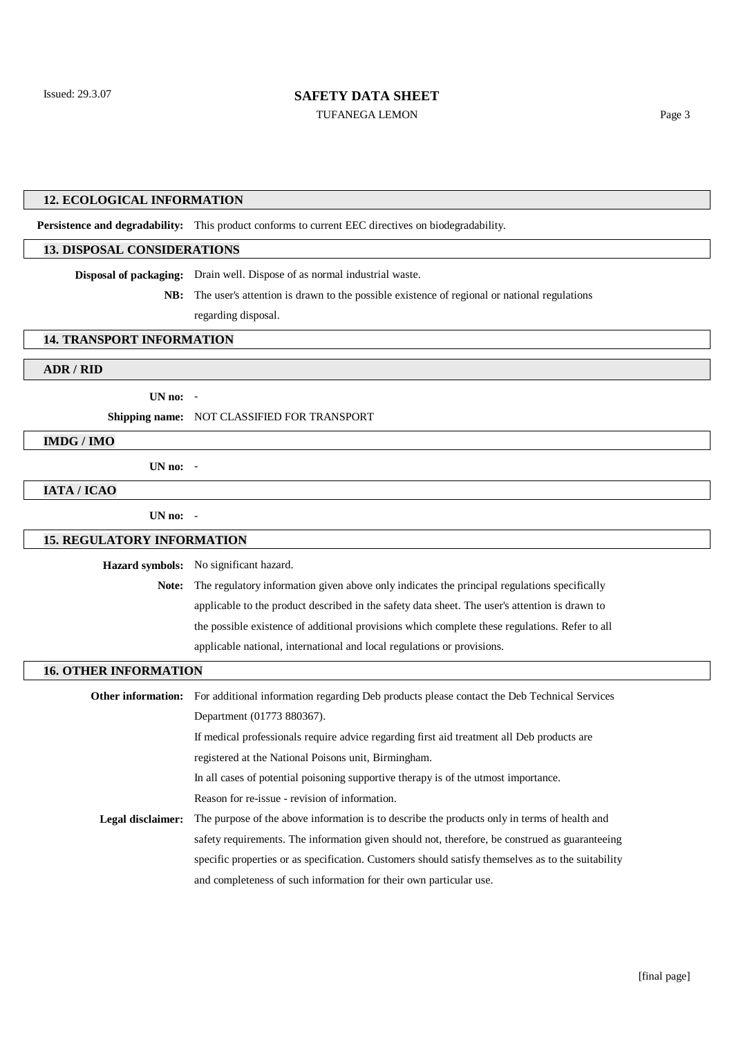## 12. ECOLOGICAL INFORMATION

**Persistence and degradability:** This product conforms to current EEC directives on biodegradability.

## 13. DISPOSAL CONSIDERATIONS

**Disposal of packaging:** Drain well. Dispose of as normal industrial waste.

**NB:** The user's attention is drawn to the possible existence of regional or national regulations regarding disposal.

## 14. TRANSPORT INFORMATION

### ADR / RID

**UN no:** -

**Shipping name:** NOT CLASSIFIED FOR TRANSPORT

### IMDG / IMO

**UN no:** -

### IATA / ICAO

**UN no:** -

## 15. REGULATORY INFORMATION

**Hazard symbols:** No significant hazard.

**Note:** The regulatory information given above only indicates the principal regulations specifically applicable to the product described in the safety data sheet. The user's attention is drawn to the possible existence of additional provisions which complete these regulations. Refer to all applicable national, international and local regulations or provisions.

## 16. OTHER INFORMATION

**Other information:** For additional information regarding Deb products please contact the Deb Technical Services Department (01773 880367).

If medical professionals require advice regarding first aid treatment all Deb products are registered at the National Poisons unit, Birmingham.

In all cases of potential poisoning supportive therapy is of the utmost importance.

Reason for re-issue - revision of information.

**Legal disclaimer:** The purpose of the above information is to describe the products only in terms of health and safety requirements. The information given should not, therefore, be construed as guaranteeing specific properties or as specification. Customers should satisfy themselves as to the suitability and completeness of such information for their own particular use.

[final page]